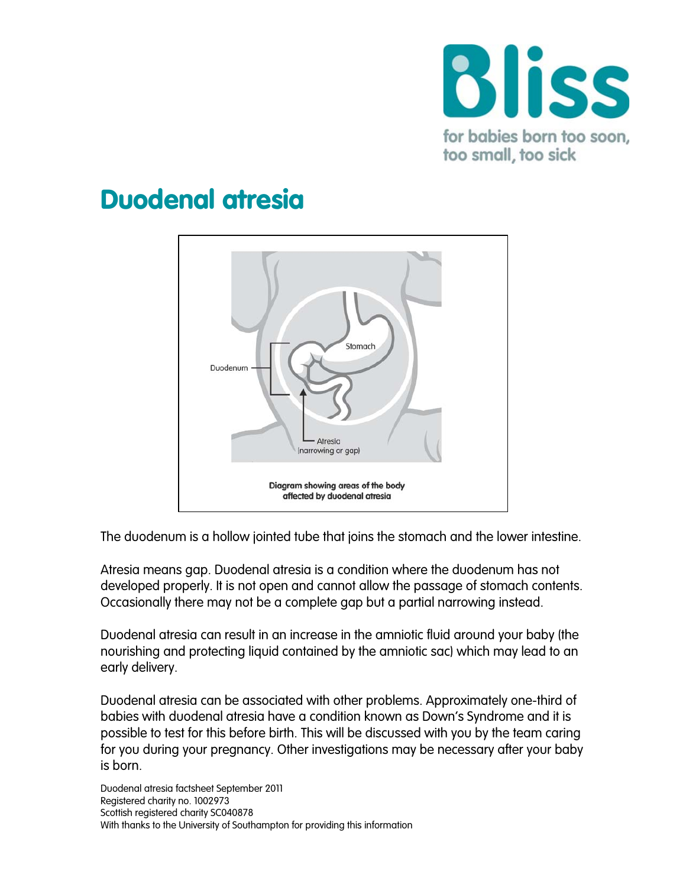**Bliss**

for babies born too soon, too small, too sick

# Duodenal atresia

Duodenum

Stomach

Atresia (narrowing or gap)

Diagram showing areas of the body affected by duodenal atresia

The duodenum is a hollow jointed tube that joins the stomach and the lower intestine.

Atresia means gap. Duodenal atresia is a condition where the duodenum has not developed properly. It is not open and cannot allow the passage of stomach contents. Occasionally there may not be a complete gap but a partial narrowing instead.

Duodenal atresia can result in an increase in the amniotic fluid around your baby (the nourishing and protecting liquid contained by the amniotic sac) which may lead to an early delivery.

Duodenal atresia can be associated with other problems. Approximately one-third of babies with duodenal atresia have a condition known as Down's Syndrome and it is possible to test for this before birth. This will be discussed with you by the team caring for you during your pregnancy. Other investigations may be necessary after your baby is born.

Duodenal atresia factsheet September 2011
Registered charity no. 1002973
Scottish registered charity SC040878
With thanks to the University of Southampton for providing this information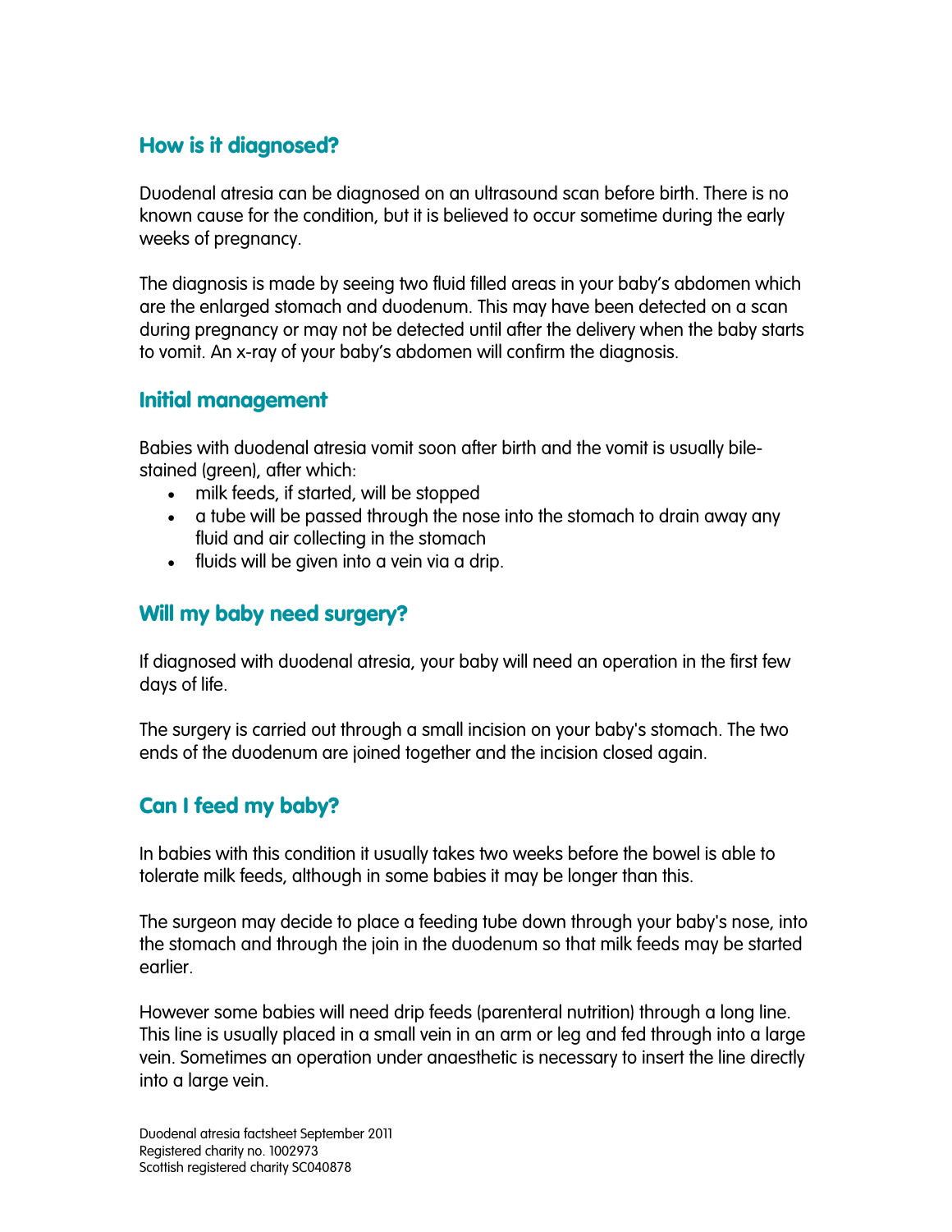## How is it diagnosed?

Duodenal atresia can be diagnosed on an ultrasound scan before birth. There is no known cause for the condition, but it is believed to occur sometime during the early weeks of pregnancy.

The diagnosis is made by seeing two fluid filled areas in your baby's abdomen which are the enlarged stomach and duodenum. This may have been detected on a scan during pregnancy or may not be detected until after the delivery when the baby starts to vomit. An x-ray of your baby's abdomen will confirm the diagnosis.

## Initial management

Babies with duodenal atresia vomit soon after birth and the vomit is usually bile-stained (green), after which:

- milk feeds, if started, will be stopped
- a tube will be passed through the nose into the stomach to drain away any fluid and air collecting in the stomach
- fluids will be given into a vein via a drip.

## Will my baby need surgery?

If diagnosed with duodenal atresia, your baby will need an operation in the first few days of life.

The surgery is carried out through a small incision on your baby's stomach. The two ends of the duodenum are joined together and the incision closed again.

## Can I feed my baby?

In babies with this condition it usually takes two weeks before the bowel is able to tolerate milk feeds, although in some babies it may be longer than this.

The surgeon may decide to place a feeding tube down through your baby's nose, into the stomach and through the join in the duodenum so that milk feeds may be started earlier.

However some babies will need drip feeds (parenteral nutrition) through a long line. This line is usually placed in a small vein in an arm or leg and fed through into a large vein. Sometimes an operation under anaesthetic is necessary to insert the line directly into a large vein.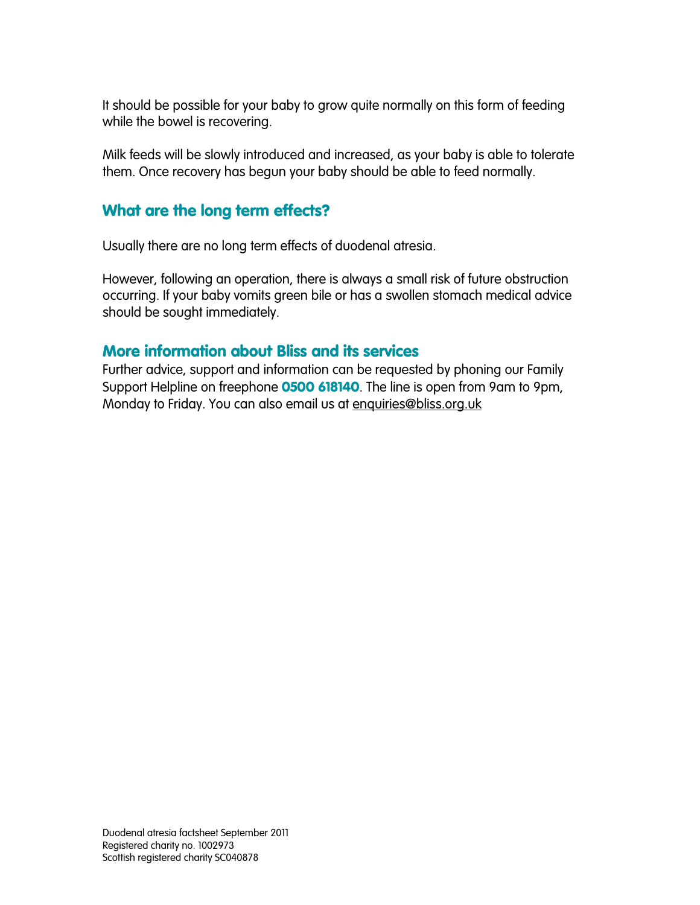It should be possible for your baby to grow quite normally on this form of feeding while the bowel is recovering.

Milk feeds will be slowly introduced and increased, as your baby is able to tolerate them. Once recovery has begun your baby should be able to feed normally.

## What are the long term effects?

Usually there are no long term effects of duodenal atresia.

However, following an operation, there is always a small risk of future obstruction occurring. If your baby vomits green bile or has a swollen stomach medical advice should be sought immediately.

## More information about Bliss and its services

Further advice, support and information can be requested by phoning our Family Support Helpline on freephone **0500 618140**. The line is open from 9am to 9pm, Monday to Friday. You can also email us at enquiries@bliss.org.uk

Duodenal atresia factsheet September 2011
Registered charity no. 1002973
Scottish registered charity SC040878